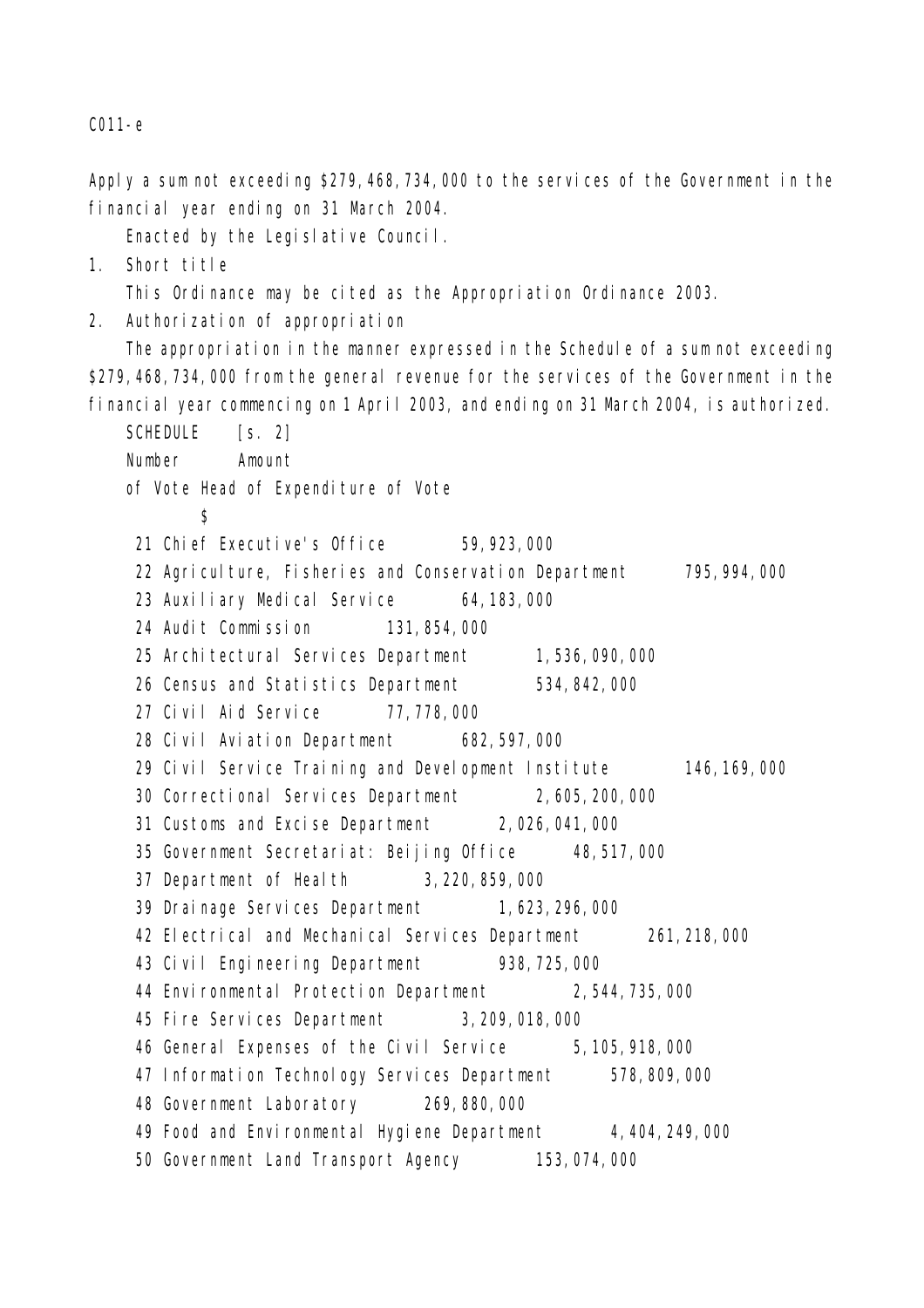C011-e

Apply a sum not exceeding $279,468,734,000 to the services of the Government in the financial year ending on 31 March 2004.

Enacted by the Legislative Council.

1. Short title

This Ordinance may be cited as the Appropriation Ordinance 2003.

2. Authorization of appropriation

The appropriation in the manner expressed in the Schedule of a sum not exceeding $279,468,734,000 from the general revenue for the services of the Government in the financial year commencing on 1 April 2003, and ending on 31 March 2004, is authorized.

SCHEDULE [s. 2]

| Number of Vote | Head of Expenditure | Amount of Vote $ |
|---|---|---|
| 21 | Chief Executive's Office | 59,923,000 |
| 22 | Agriculture, Fisheries and Conservation Department | 795,994,000 |
| 23 | Auxiliary Medical Service | 64,183,000 |
| 24 | Audit Commission | 131,854,000 |
| 25 | Architectural Services Department | 1,536,090,000 |
| 26 | Census and Statistics Department | 534,842,000 |
| 27 | Civil Aid Service | 77,778,000 |
| 28 | Civil Aviation Department | 682,597,000 |
| 29 | Civil Service Training and Development Institute | 146,169,000 |
| 30 | Correctional Services Department | 2,605,200,000 |
| 31 | Customs and Excise Department | 2,026,041,000 |
| 35 | Government Secretariat: Beijing Office | 48,517,000 |
| 37 | Department of Health | 3,220,859,000 |
| 39 | Drainage Services Department | 1,623,296,000 |
| 42 | Electrical and Mechanical Services Department | 261,218,000 |
| 43 | Civil Engineering Department | 938,725,000 |
| 44 | Environmental Protection Department | 2,544,735,000 |
| 45 | Fire Services Department | 3,209,018,000 |
| 46 | General Expenses of the Civil Service | 5,105,918,000 |
| 47 | Information Technology Services Department | 578,809,000 |
| 48 | Government Laboratory | 269,880,000 |
| 49 | Food and Environmental Hygiene Department | 4,404,249,000 |
| 50 | Government Land Transport Agency | 153,074,000 |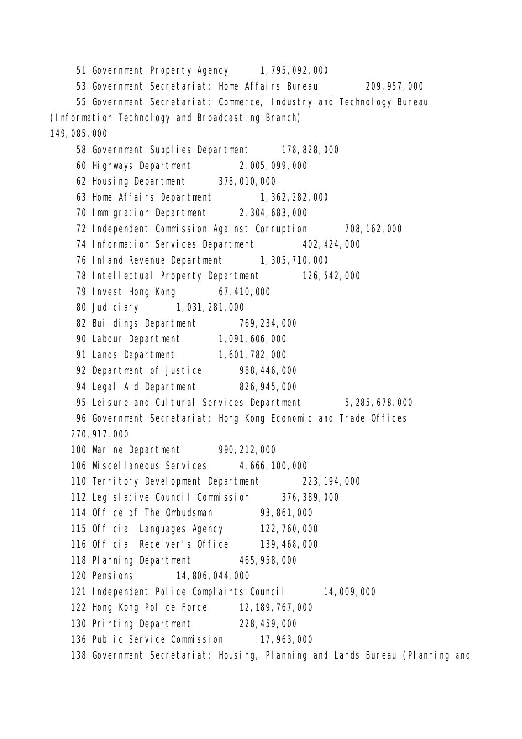51 Government Property Agency 1,795,092,000

53 Government Secretariat: Home Affairs Bureau 209,957,000

55 Government Secretariat: Commerce, Industry and Technology Bureau (Information Technology and Broadcasting Branch) 149,085,000

58 Government Supplies Department 178,828,000

60 Highways Department 2,005,099,000

62 Housing Department 378,010,000

63 Home Affairs Department 1,362,282,000

70 Immigration Department 2,304,683,000

72 Independent Commission Against Corruption 708,162,000

74 Information Services Department 402,424,000

76 Inland Revenue Department 1,305,710,000

78 Intellectual Property Department 126,542,000

79 Invest Hong Kong 67,410,000

80 Judiciary 1,031,281,000

82 Buildings Department 769,234,000

90 Labour Department 1,091,606,000

91 Lands Department 1,601,782,000

92 Department of Justice 988,446,000

94 Legal Aid Department 826,945,000

95 Leisure and Cultural Services Department 5,285,678,000

96 Government Secretariat: Hong Kong Economic and Trade Offices 270,917,000

100 Marine Department 990,212,000

106 Miscellaneous Services 4,666,100,000

110 Territory Development Department 223,194,000

112 Legislative Council Commission 376,389,000

114 Office of The Ombudsman 93,861,000

115 Official Languages Agency 122,760,000

116 Official Receiver's Office 139,468,000

118 Planning Department 465,958,000

120 Pensions 14,806,044,000

121 Independent Police Complaints Council 14,009,000

122 Hong Kong Police Force 12,189,767,000

130 Printing Department 228,459,000

136 Public Service Commission 17,963,000

138 Government Secretariat: Housing, Planning and Lands Bureau (Planning and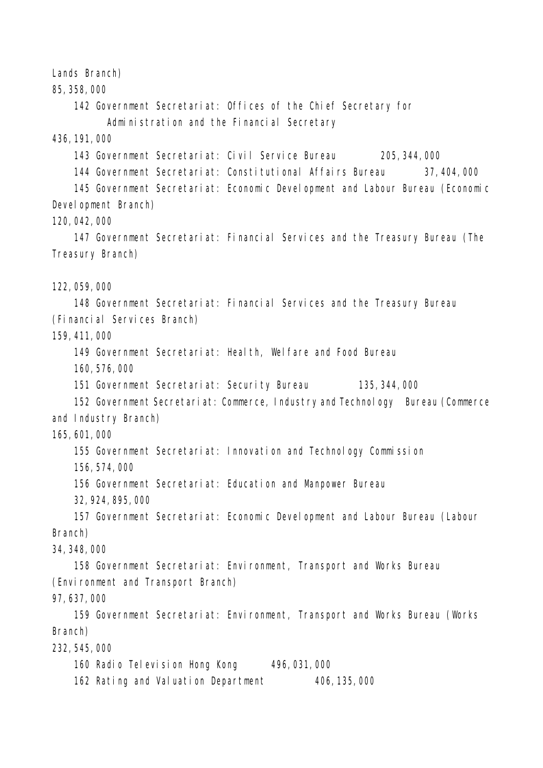Lands Branch)
85,358,000

142 Government Secretariat: Offices of the Chief Secretary for Administration and the Financial Secretary
436,191,000

143 Government Secretariat: Civil Service Bureau 205,344,000

144 Government Secretariat: Constitutional Affairs Bureau 37,404,000

145 Government Secretariat: Economic Development and Labour Bureau (Economic Development Branch)
120,042,000

147 Government Secretariat: Financial Services and the Treasury Bureau (The Treasury Branch)

122,059,000

148 Government Secretariat: Financial Services and the Treasury Bureau (Financial Services Branch)
159,411,000

149 Government Secretariat: Health, Welfare and Food Bureau
160,576,000

151 Government Secretariat: Security Bureau 135,344,000

152 Government Secretariat: Commerce, Industry and Technology Bureau (Commerce and Industry Branch)
165,601,000

155 Government Secretariat: Innovation and Technology Commission
156,574,000

156 Government Secretariat: Education and Manpower Bureau
32,924,895,000

157 Government Secretariat: Economic Development and Labour Bureau (Labour Branch)
34,348,000

158 Government Secretariat: Environment, Transport and Works Bureau (Environment and Transport Branch)
97,637,000

159 Government Secretariat: Environment, Transport and Works Bureau (Works Branch)
232,545,000

160 Radio Television Hong Kong 496,031,000

162 Rating and Valuation Department 406,135,000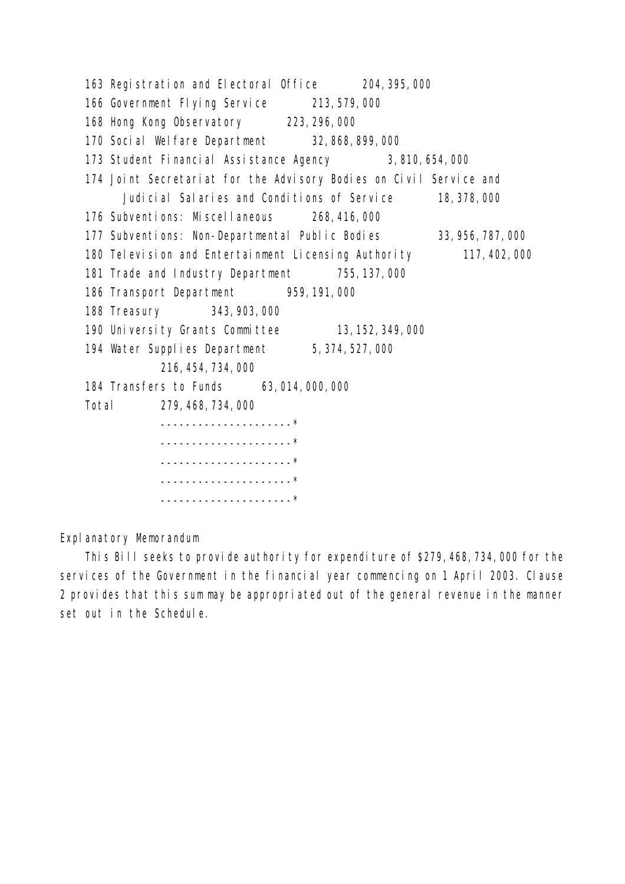| | | |
|---|---|---|
| 163 | Registration and Electoral Office | 204,395,000 |
| 166 | Government Flying Service | 213,579,000 |
| 168 | Hong Kong Observatory | 223,296,000 |
| 170 | Social Welfare Department | 32,868,899,000 |
| 173 | Student Financial Assistance Agency | 3,810,654,000 |
| 174 | Joint Secretariat for the Advisory Bodies on Civil Service and Judicial Salaries and Conditions of Service | 18,378,000 |
| 176 | Subventions: Miscellaneous | 268,416,000 |
| 177 | Subventions: Non-Departmental Public Bodies | 33,956,787,000 |
| 180 | Television and Entertainment Licensing Authority | 117,402,000 |
| 181 | Trade and Industry Department | 755,137,000 |
| 186 | Transport Department | 959,191,000 |
| 188 | Treasury | 343,903,000 |
| 190 | University Grants Committee | 13,152,349,000 |
| 194 | Water Supplies Department | 5,374,527,000 |
| | | 216,454,734,000 |
| 184 | Transfers to Funds | 63,014,000,000 |
| Total | | 279,468,734,000 |

--------------------*

--------------------*

--------------------*

--------------------*

--------------------*

Explanatory Memorandum

This Bill seeks to provide authority for expenditure of $279,468,734,000 for the services of the Government in the financial year commencing on 1 April 2003. Clause 2 provides that this sum may be appropriated out of the general revenue in the manner set out in the Schedule.